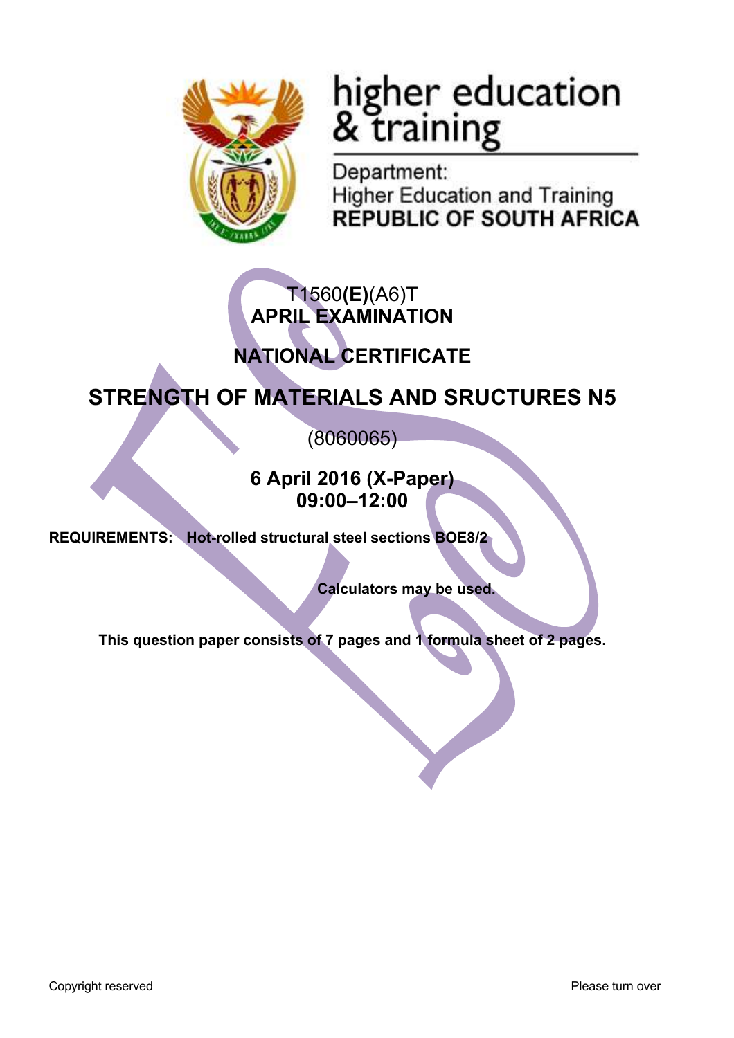higher education & training

Department:
Higher Education and Training
**REPUBLIC OF SOUTH AFRICA**

T1560**(E)**(A6)T
**APRIL EXAMINATION**

**NATIONAL CERTIFICATE**

# STRENGTH OF MATERIALS AND SRUCTURES N5

(8060065)

**6 April 2016 (X-Paper)**
**09:00–12:00**

**REQUIREMENTS: Hot-rolled structural steel sections BOE8/2**

**Calculators may be used.**

**This question paper consists of 7 pages and 1 formula sheet of 2 pages.**

Copyright reserved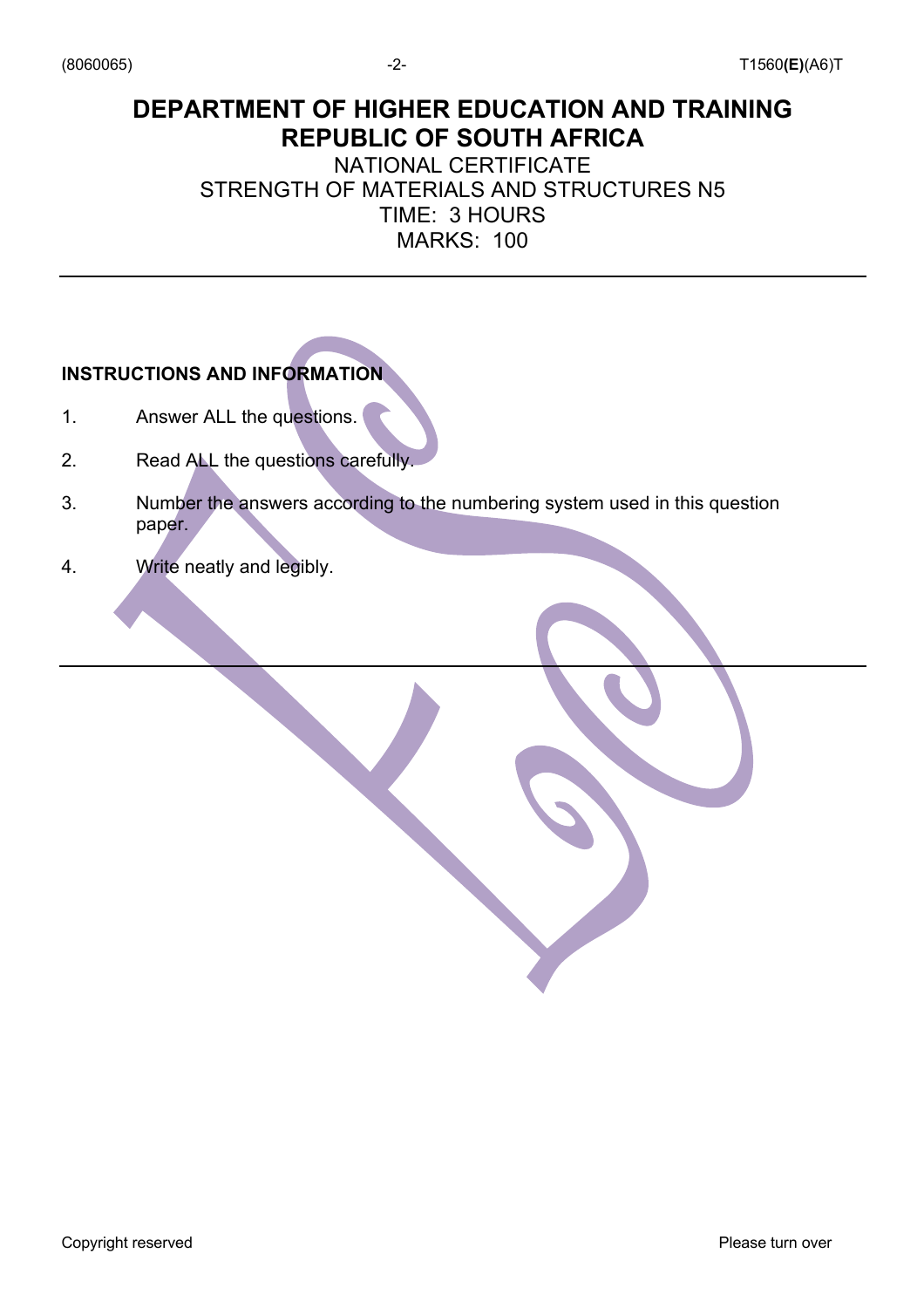# DEPARTMENT OF HIGHER EDUCATION AND TRAINING
# REPUBLIC OF SOUTH AFRICA

NATIONAL CERTIFICATE
STRENGTH OF MATERIALS AND STRUCTURES N5
TIME: 3 HOURS
MARKS: 100

---

**INSTRUCTIONS AND INFORMATION**

1. Answer ALL the questions.
2. Read ALL the questions carefully.
3. Number the answers according to the numbering system used in this question paper.
4. Write neatly and legibly.

---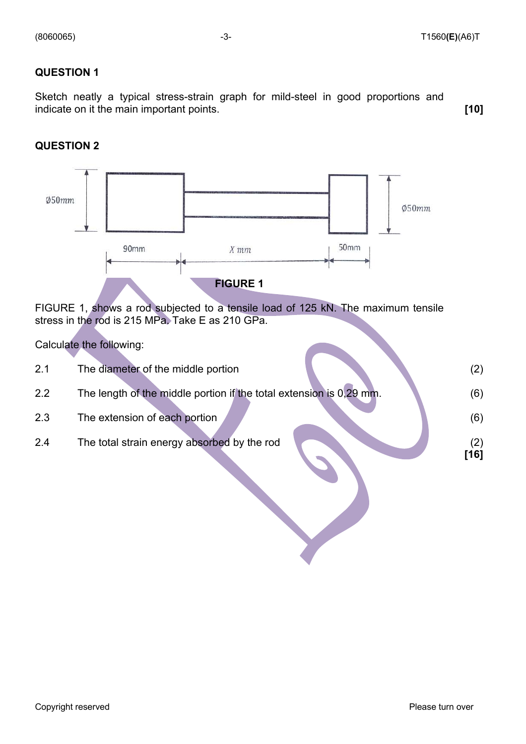## QUESTION 1

Sketch neatly a typical stress-strain graph for mild-steel in good proportions and indicate on it the main important points. **[10]**

## QUESTION 2

Ø50mm

90mm

X mm

50mm

Ø50mm

**FIGURE 1**

FIGURE 1, shows a rod subjected to a tensile load of 125 kN. The maximum tensile stress in the rod is 215 MPa. Take E as 210 GPa.

Calculate the following:

| | | |
|---|---|---|
| 2.1 | The diameter of the middle portion | (2) |
| 2.2 | The length of the middle portion if the total extension is 0,29 mm. | (6) |
| 2.3 | The extension of each portion | (6) |
| 2.4 | The total strain energy absorbed by the rod | (2) |
| | | **[16]** |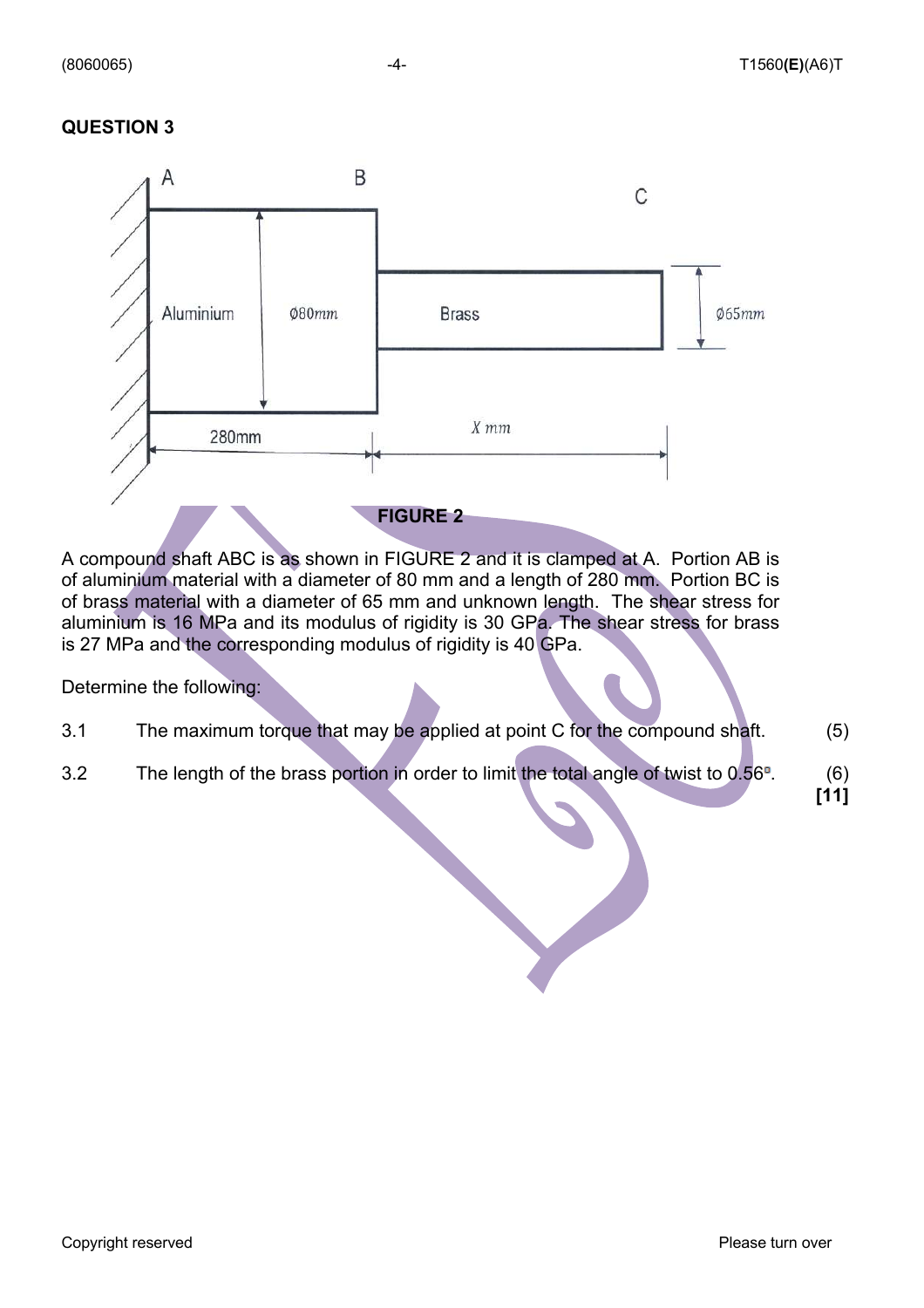## QUESTION 3

**FIGURE 2**

A compound shaft ABC is as shown in FIGURE 2 and it is clamped at A. Portion AB is of aluminium material with a diameter of 80 mm and a length of 280 mm. Portion BC is of brass material with a diameter of 65 mm and unknown length. The shear stress for aluminium is 16 MPa and its modulus of rigidity is 30 GPa. The shear stress for brass is 27 MPa and the corresponding modulus of rigidity is 40 GPa.

Determine the following:

3.1 The maximum torque that may be applied at point C for the compound shaft. (5)

3.2 The length of the brass portion in order to limit the total angle of twist to 0,56°. (6)

**[11]**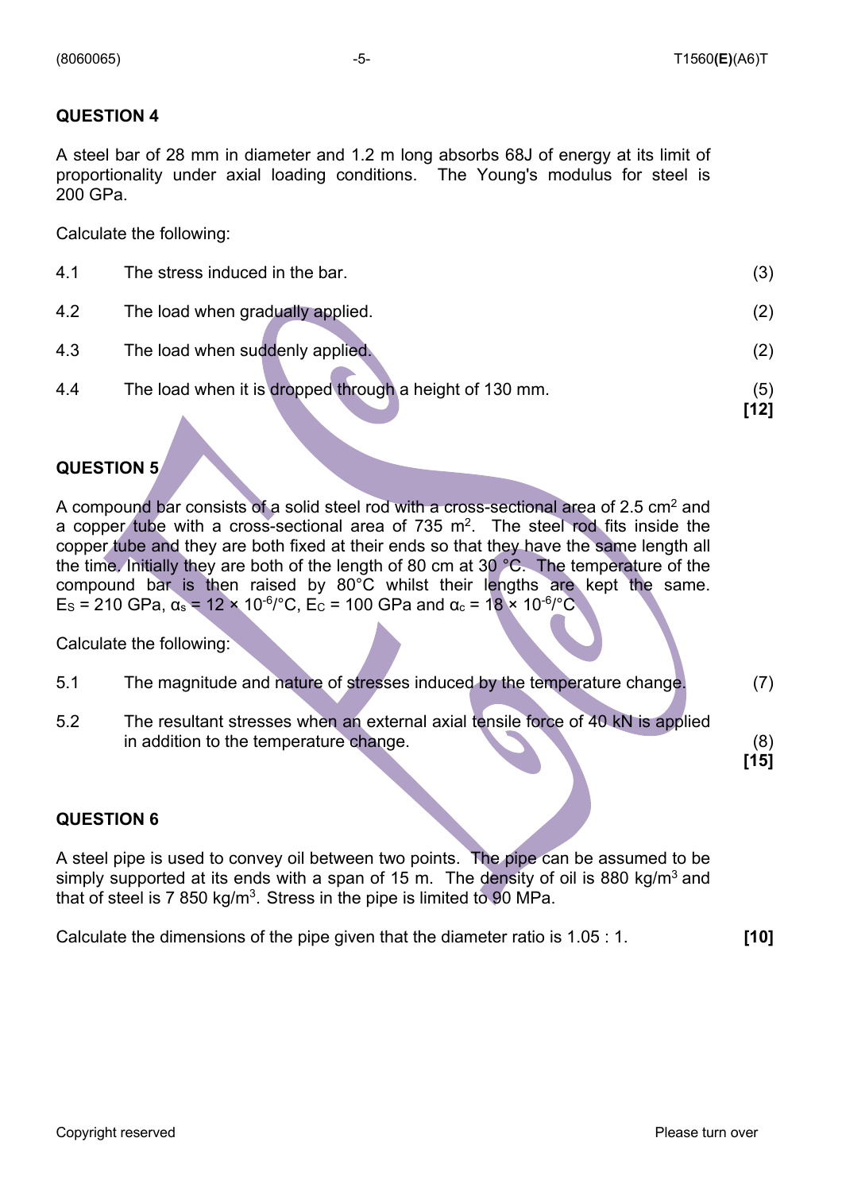## QUESTION 4

A steel bar of 28 mm in diameter and 1.2 m long absorbs 68J of energy at its limit of proportionality under axial loading conditions. The Young's modulus for steel is 200 GPa.

Calculate the following:

4.1 The stress induced in the bar. (3)

4.2 The load when gradually applied. (2)

4.3 The load when suddenly applied. (2)

4.4 The load when it is dropped through a height of 130 mm. (5)
**[12]**

## QUESTION 5

A compound bar consists of a solid steel rod with a cross-sectional area of 2.5 $cm^2$ and a copper tube with a cross-sectional area of 735 $m^2$. The steel rod fits inside the copper tube and they are both fixed at their ends so that they have the same length all the time. Initially they are both of the length of 80 cm at 30 °C. The temperature of the compound bar is then raised by 80°C whilst their lengths are kept the same. $E_S$ = 210 GPa, $\alpha_s$ = 12 × $10^{-6}$/°C, $E_C$ = 100 GPa and $\alpha_c$ = 18 × $10^{-6}$/°C

Calculate the following:

5.1 The magnitude and nature of stresses induced by the temperature change. (7)

5.2 The resultant stresses when an external axial tensile force of 40 kN is applied in addition to the temperature change. (8)
**[15]**

## QUESTION 6

A steel pipe is used to convey oil between two points. The pipe can be assumed to be simply supported at its ends with a span of 15 m. The density of oil is 880 $kg/m^3$ and that of steel is 7 850 $kg/m^3$. Stress in the pipe is limited to 90 MPa.

Calculate the dimensions of the pipe given that the diameter ratio is 1.05 : 1. **[10]**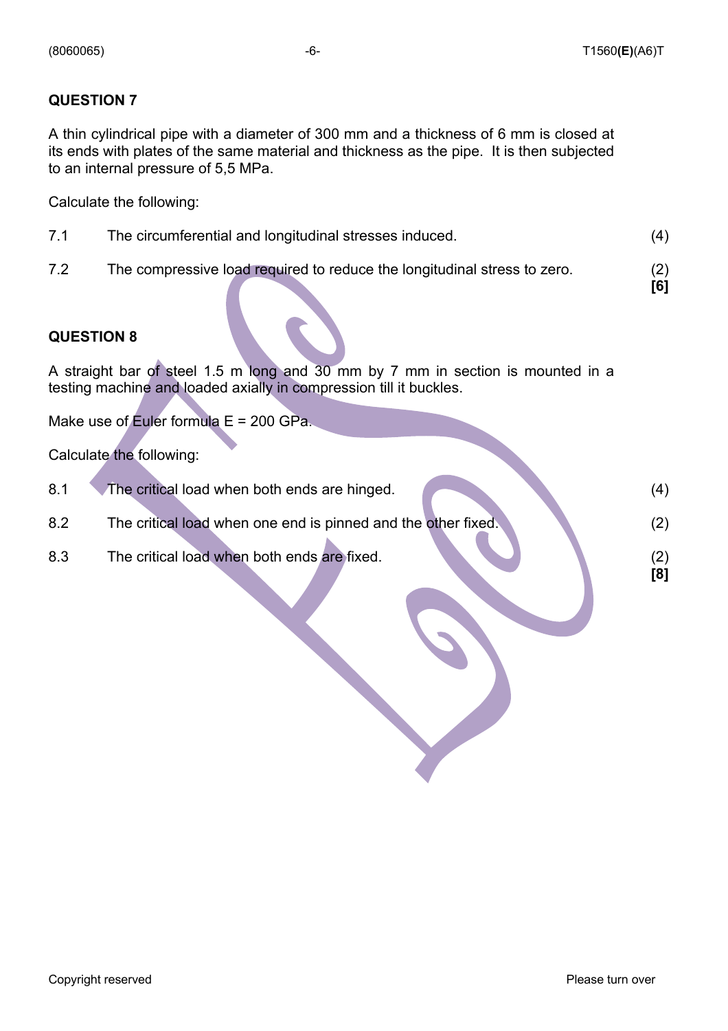## QUESTION 7

A thin cylindrical pipe with a diameter of 300 mm and a thickness of 6 mm is closed at its ends with plates of the same material and thickness as the pipe. It is then subjected to an internal pressure of 5,5 MPa.

Calculate the following:

7.1 The circumferential and longitudinal stresses induced. (4)

7.2 The compressive load required to reduce the longitudinal stress to zero. (2)
**[6]**

## QUESTION 8

A straight bar of steel 1.5 m long and 30 mm by 7 mm in section is mounted in a testing machine and loaded axially in compression till it buckles.

Make use of Euler formula E = 200 GPa.

Calculate the following:

8.1 The critical load when both ends are hinged. (4)

8.2 The critical load when one end is pinned and the other fixed. (2)

8.3 The critical load when both ends are fixed. (2)
**[8]**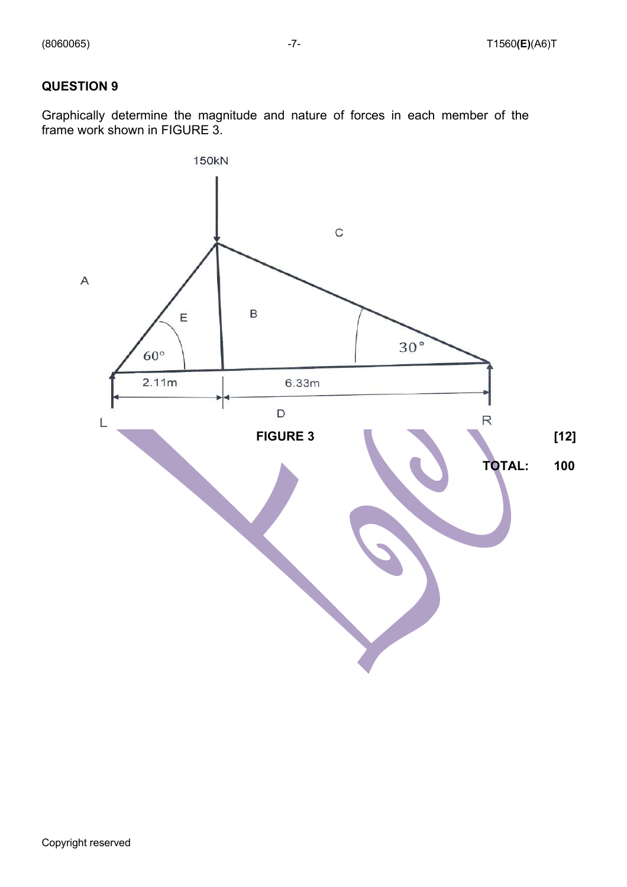## QUESTION 9

Graphically determine the magnitude and nature of forces in each member of the frame work shown in FIGURE 3.

FIGURE 3

**[12]**

**TOTAL: 100**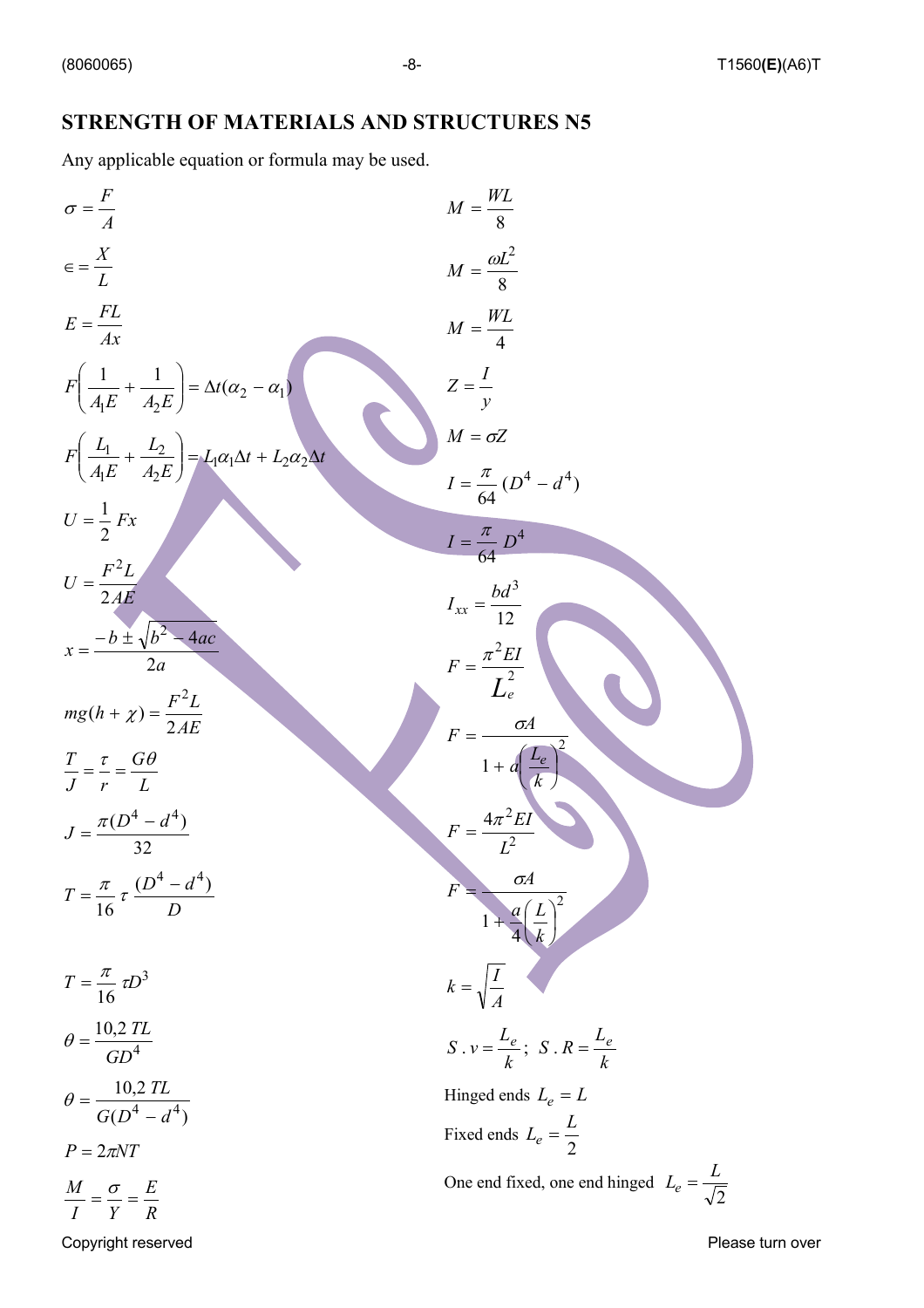## STRENGTH OF MATERIALS AND STRUCTURES N5

Any applicable equation or formula may be used.

$$\sigma = \frac{F}{A}$$

$$\in = \frac{X}{L}$$

$$E = \frac{FL}{Ax}$$

$$F\left(\frac{1}{A_1E} + \frac{1}{A_2E}\right) = \Delta t(\alpha_2 - \alpha_1)$$

$$F\left(\frac{L_1}{A_1E} + \frac{L_2}{A_2E}\right) = L_1\alpha_1\Delta t + L_2\alpha_2\Delta t$$

$$U = \frac{1}{2}Fx$$

$$U = \frac{F^2L}{2AE}$$

$$x = \frac{-b \pm \sqrt{b^2 - 4ac}}{2a}$$

$$mg(h + \chi) = \frac{F^2L}{2AE}$$

$$\frac{T}{J} = \frac{\tau}{r} = \frac{G\theta}{L}$$

$$J = \frac{\pi(D^4 - d^4)}{32}$$

$$T = \frac{\pi}{16}\tau\frac{(D^4 - d^4)}{D}$$

$$T = \frac{\pi}{16}\tau D^3$$

$$\theta = \frac{10{,}2\,TL}{GD^4}$$

$$\theta = \frac{10{,}2\,TL}{G(D^4 - d^4)}$$

$$P = 2\pi NT$$

$$\frac{M}{I} = \frac{\sigma}{Y} = \frac{E}{R}$$

$$M = \frac{WL}{8}$$

$$M = \frac{\omega L^2}{8}$$

$$M = \frac{WL}{4}$$

$$Z = \frac{I}{y}$$

$$M = \sigma Z$$

$$I = \frac{\pi}{64}(D^4 - d^4)$$

$$I = \frac{\pi}{64}D^4$$

$$I_{xx} = \frac{bd^3}{12}$$

$$F = \frac{\pi^2 EI}{L_e^2}$$

$$F = \frac{\sigma A}{1 + a\left(\frac{L_e}{k}\right)^2}$$

$$F = \frac{4\pi^2 EI}{L^2}$$

$$F = \frac{\sigma A}{1 + \frac{a}{4}\left(\frac{L}{k}\right)^2}$$

$$k = \sqrt{\frac{I}{A}}$$

$$S.v = \frac{L_e}{k}; \quad S.R = \frac{L_e}{k}$$

Hinged ends $L_e = L$

Fixed ends $L_e = \frac{L}{2}$

One end fixed, one end hinged $L_e = \frac{L}{\sqrt{2}}$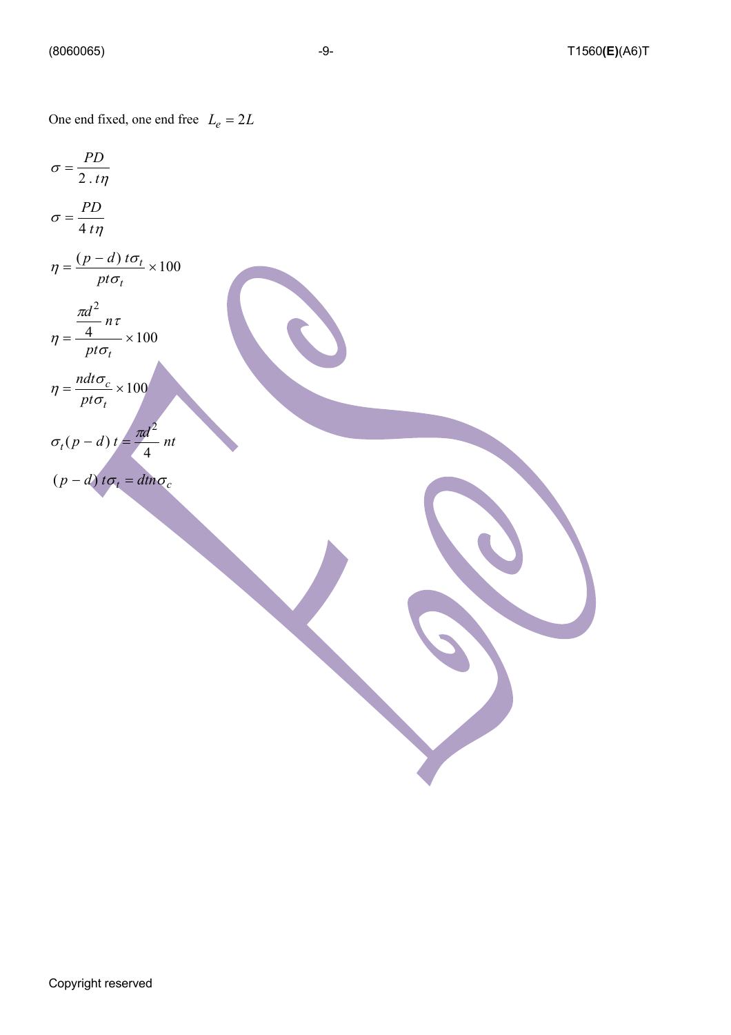One end fixed, one end free $L_e = 2L$

$$\sigma = \frac{PD}{2 \, . \, t\eta}$$

$$\sigma = \frac{PD}{4\,t\eta}$$

$$\eta = \frac{(p-d)\,t\sigma_t}{pt\sigma_t} \times 100$$

$$\eta = \frac{\frac{\pi d^2}{4}\,n\,\tau}{pt\sigma_t} \times 100$$

$$\eta = \frac{ndt\sigma_c}{pt\sigma_t} \times 100$$

$$\sigma_t (p-d)\,t = \frac{\pi d^2}{4}\,nt$$

$$(p-d)\,t\sigma_t = dtn\sigma_c$$

Copyright reserved